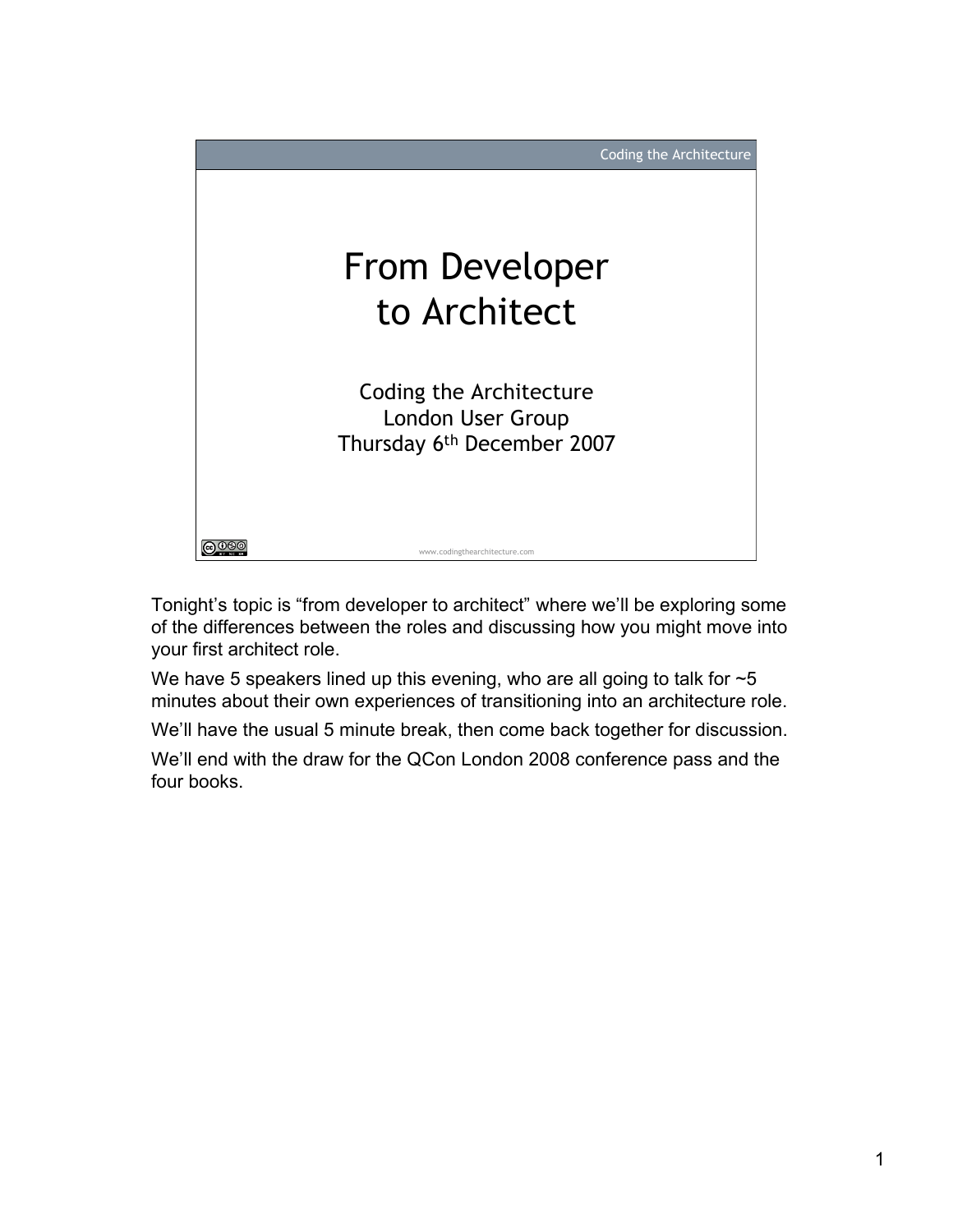Coding the Architecture

# From Developer to Architect

Coding the Architecture
London User Group
Thursday 6th December 2007

www.codingthearchitecture.com

Tonight's topic is "from developer to architect" where we'll be exploring some of the differences between the roles and discussing how you might move into your first architect role.

We have 5 speakers lined up this evening, who are all going to talk for ~5 minutes about their own experiences of transitioning into an architecture role.

We'll have the usual 5 minute break, then come back together for discussion.

We'll end with the draw for the QCon London 2008 conference pass and the four books.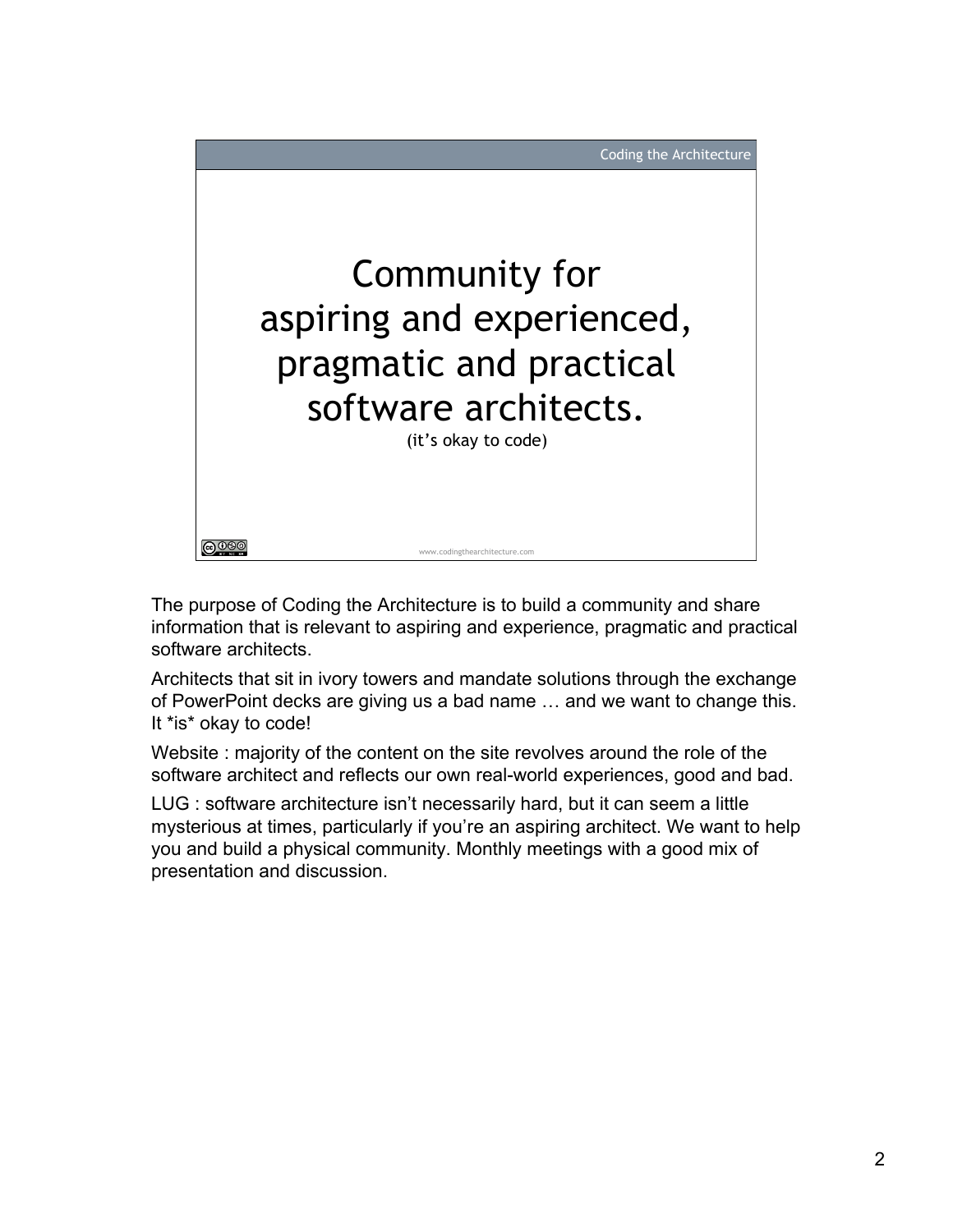Coding the Architecture

# Community for aspiring and experienced, pragmatic and practical software architects.

(it's okay to code)

www.codingthearchitecture.com

The purpose of Coding the Architecture is to build a community and share information that is relevant to aspiring and experience, pragmatic and practical software architects.

Architects that sit in ivory towers and mandate solutions through the exchange of PowerPoint decks are giving us a bad name … and we want to change this. It *is* okay to code!

Website : majority of the content on the site revolves around the role of the software architect and reflects our own real-world experiences, good and bad.

LUG : software architecture isn't necessarily hard, but it can seem a little mysterious at times, particularly if you're an aspiring architect. We want to help you and build a physical community. Monthly meetings with a good mix of presentation and discussion.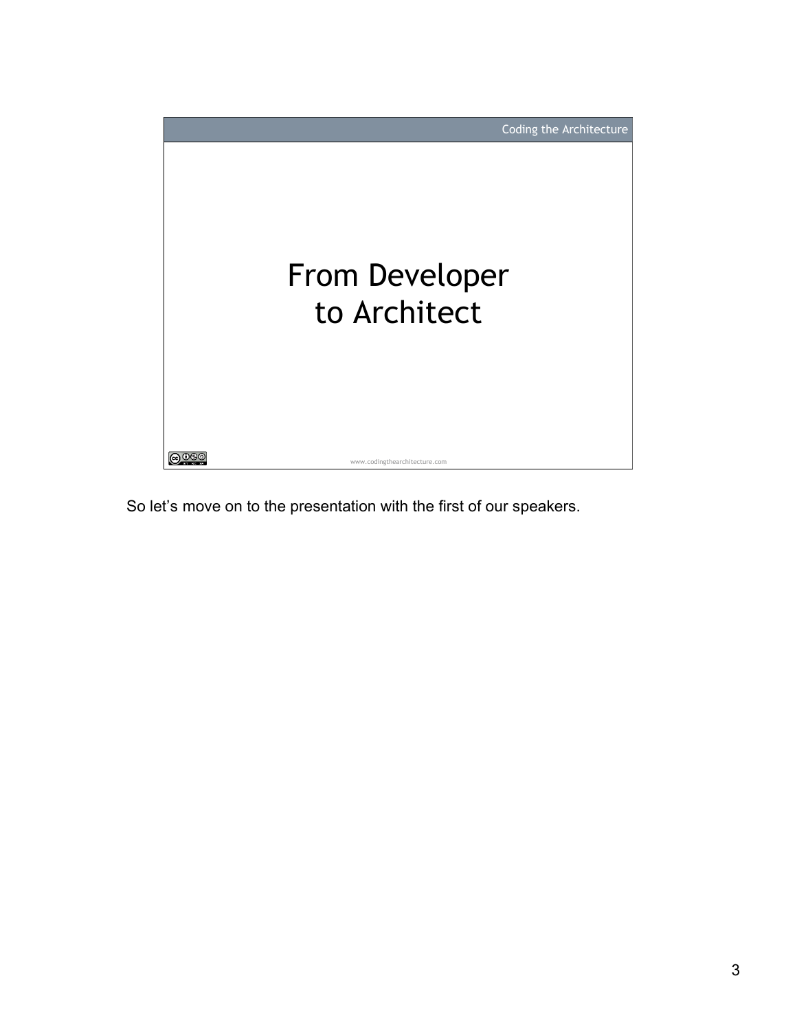Coding the Architecture

# From Developer to Architect

www.codingthearchitecture.com

So let's move on to the presentation with the first of our speakers.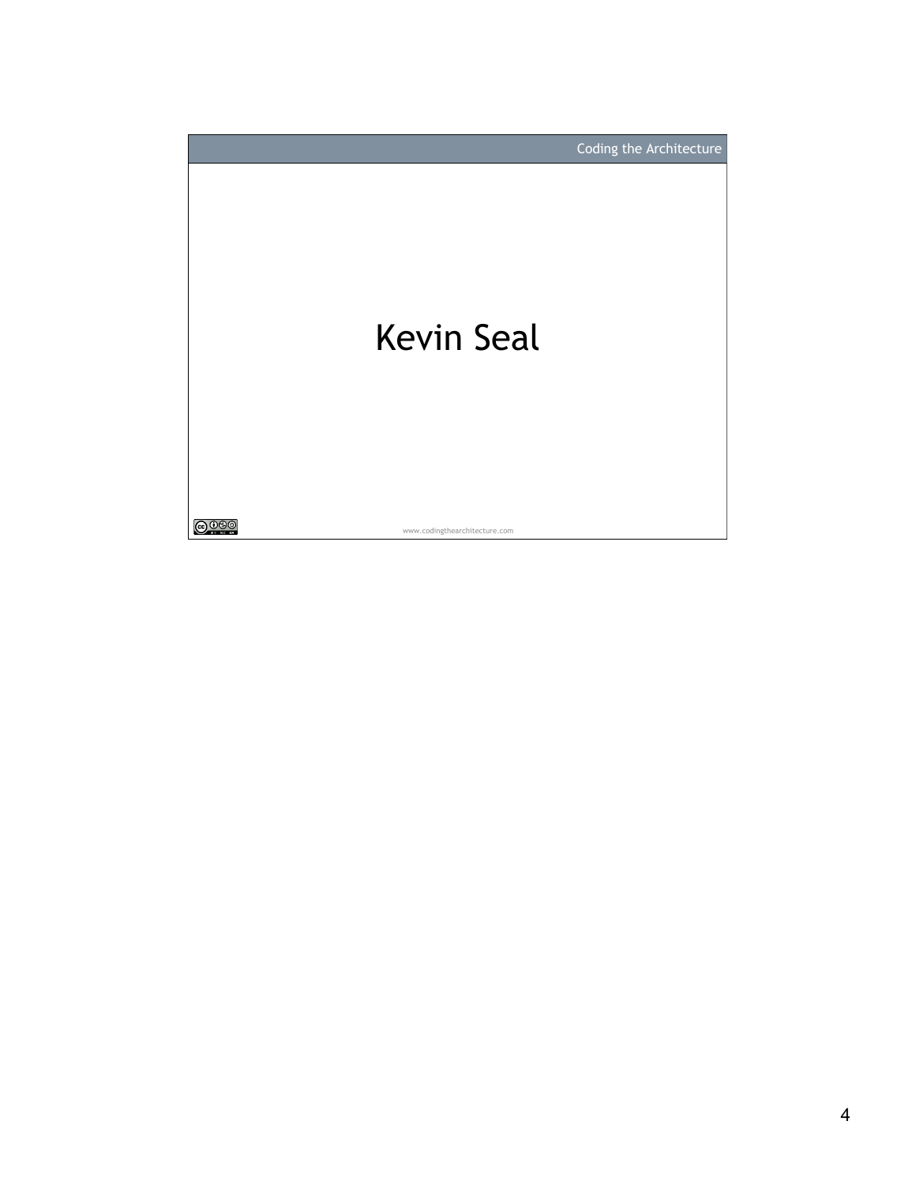# Kevin Seal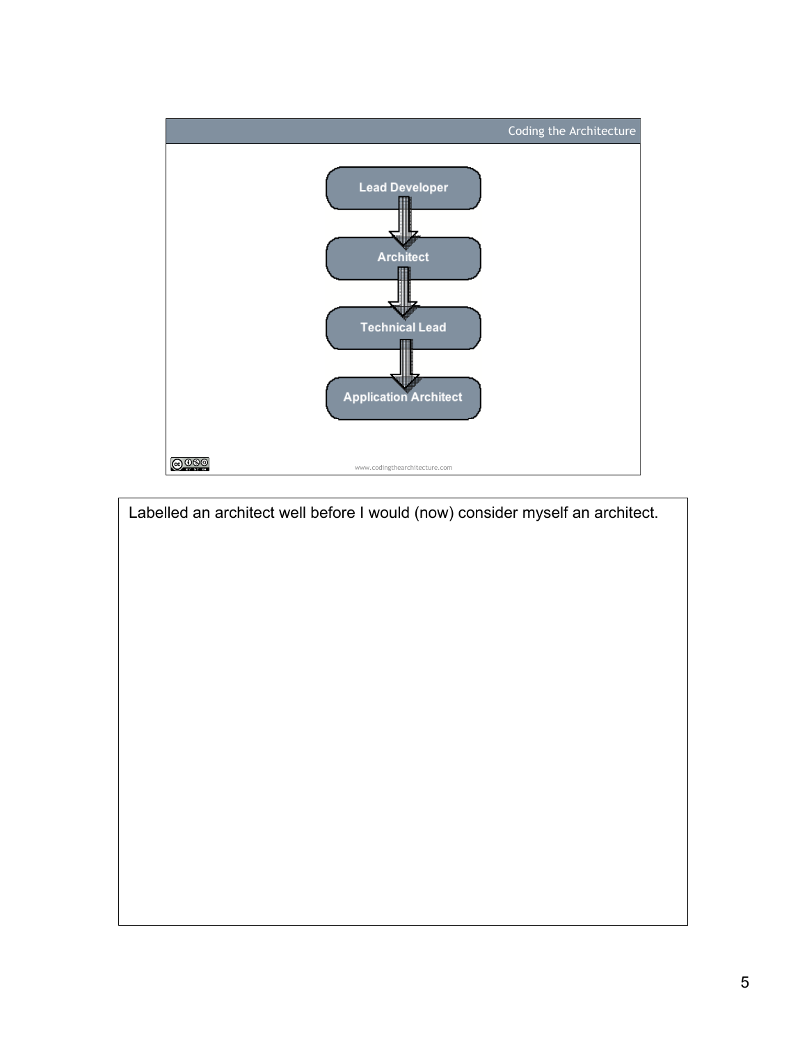Coding the Architecture

- Lead Developer
- Architect
- Technical Lead
- Application Architect

www.codingthearchitecture.com

Labelled an architect well before I would (now) consider myself an architect.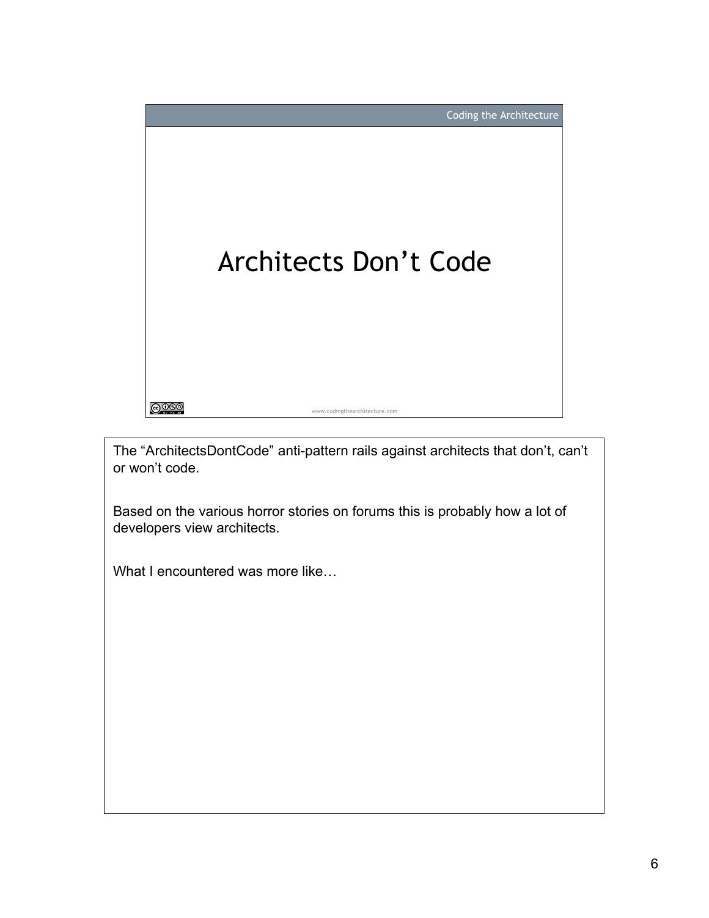# Architects Don't Code

www.codingthearchitecture.com

The "ArchitectsDontCode" anti-pattern rails against architects that don't, can't or won't code.

Based on the various horror stories on forums this is probably how a lot of developers view architects.

What I encountered was more like…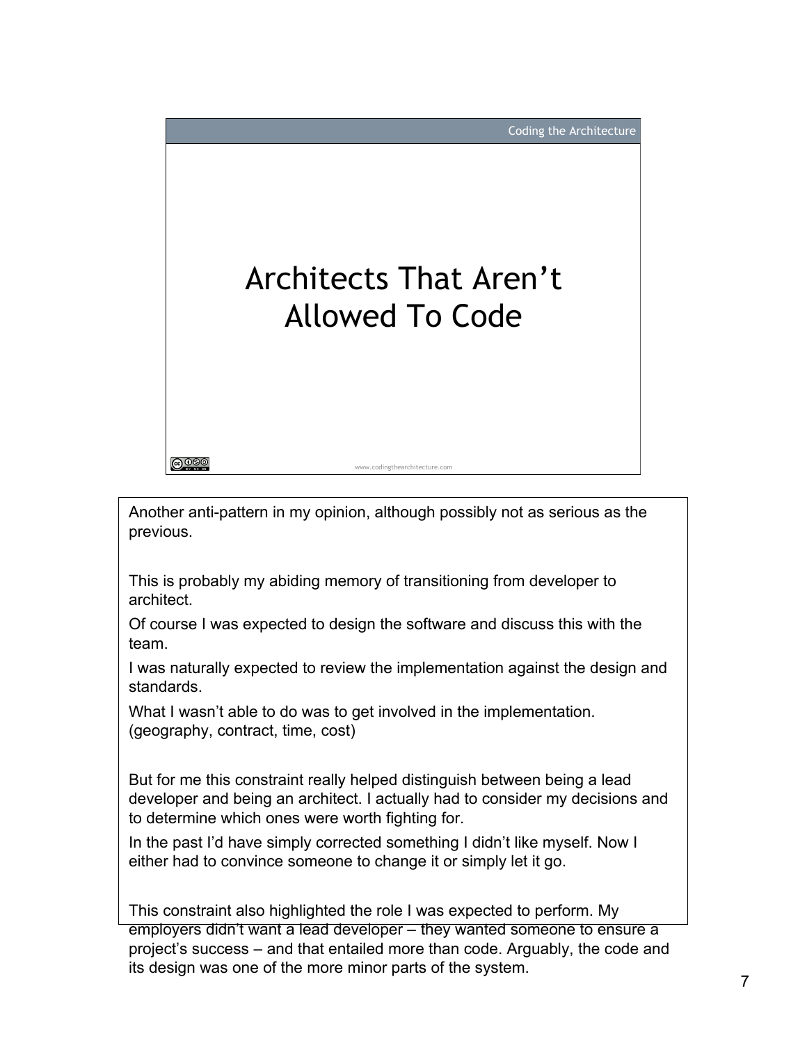# Architects That Aren't Allowed To Code

Another anti-pattern in my opinion, although possibly not as serious as the previous.

This is probably my abiding memory of transitioning from developer to architect.

Of course I was expected to design the software and discuss this with the team.

I was naturally expected to review the implementation against the design and standards.

What I wasn't able to do was to get involved in the implementation. (geography, contract, time, cost)

But for me this constraint really helped distinguish between being a lead developer and being an architect. I actually had to consider my decisions and to determine which ones were worth fighting for.

In the past I'd have simply corrected something I didn't like myself. Now I either had to convince someone to change it or simply let it go.

This constraint also highlighted the role I was expected to perform. My employers didn't want a lead developer – they wanted someone to ensure a project's success – and that entailed more than code. Arguably, the code and its design was one of the more minor parts of the system.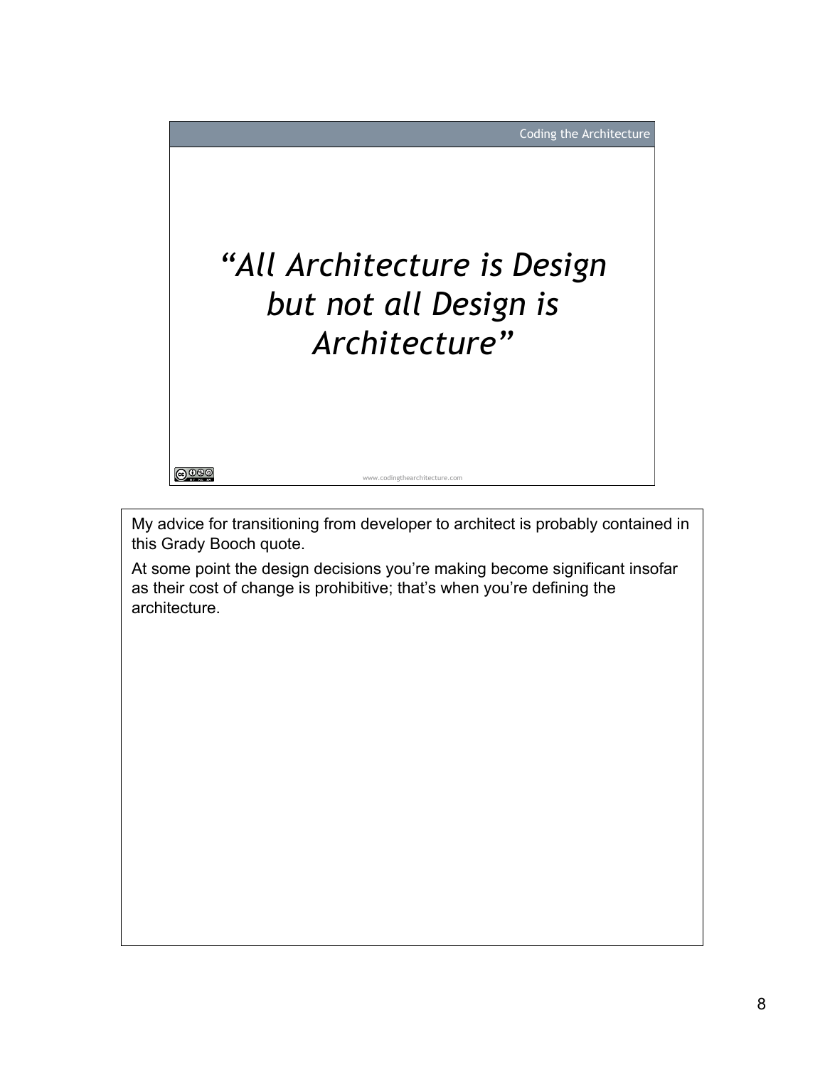*"All Architecture is Design but not all Design is Architecture"*

My advice for transitioning from developer to architect is probably contained in this Grady Booch quote.

At some point the design decisions you're making become significant insofar as their cost of change is prohibitive; that's when you're defining the architecture.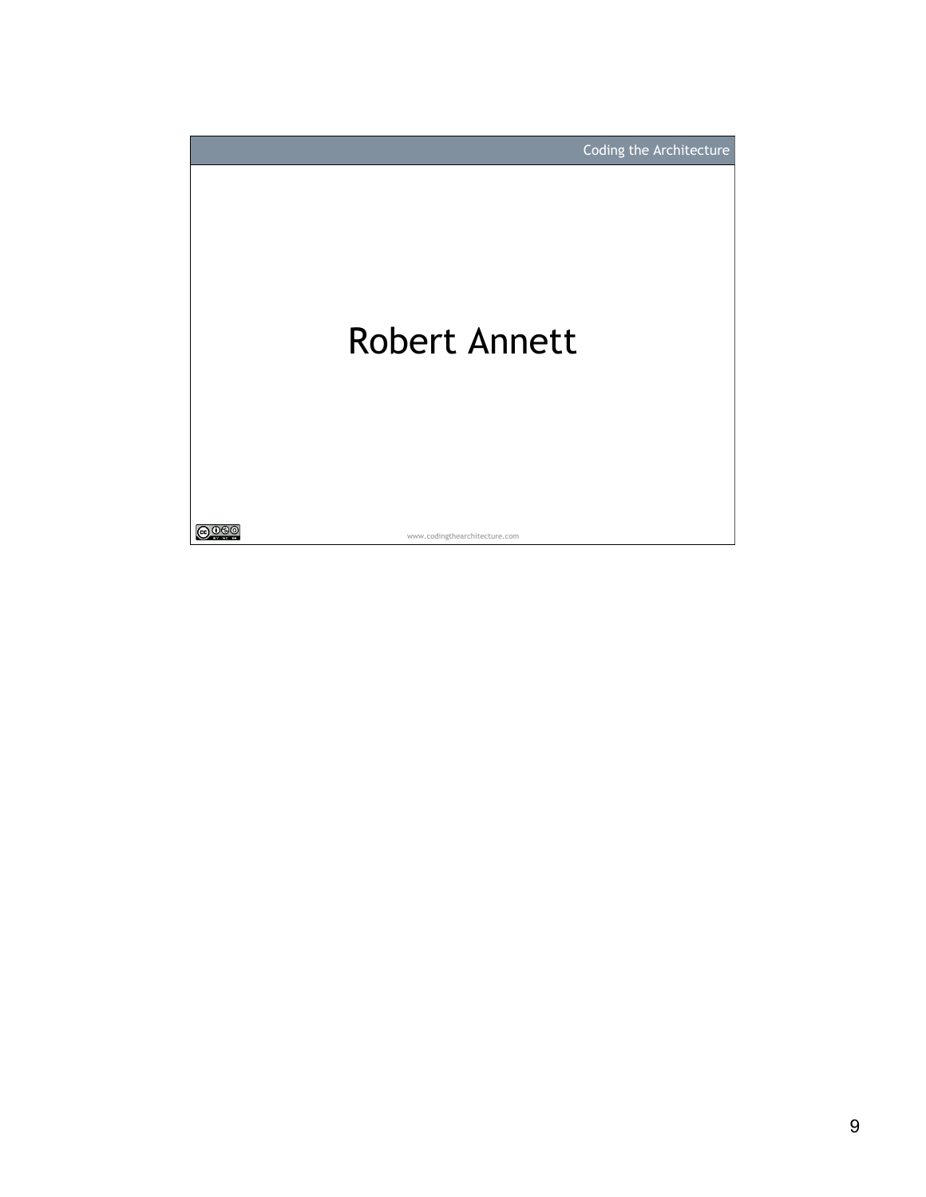# Robert Annett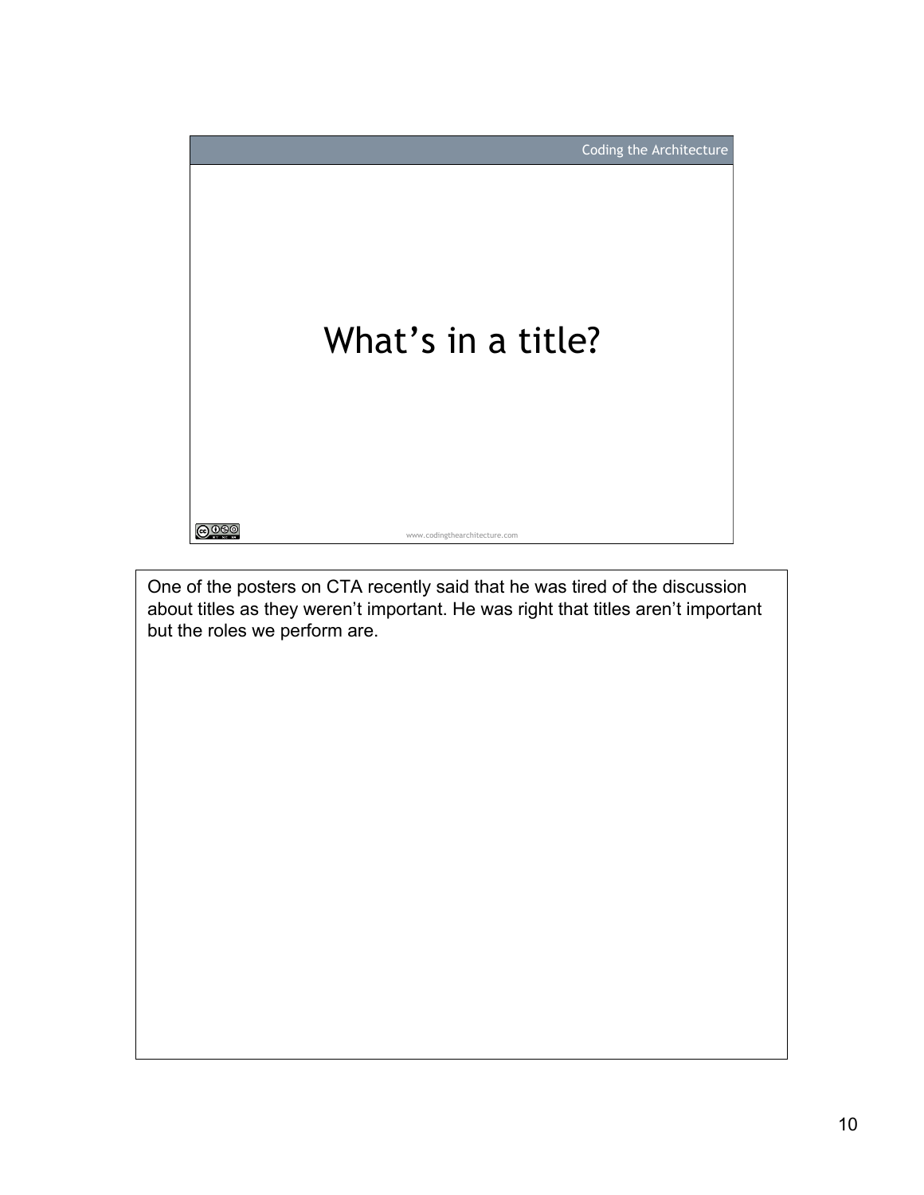# What's in a title?

One of the posters on CTA recently said that he was tired of the discussion about titles as they weren't important. He was right that titles aren't important but the roles we perform are.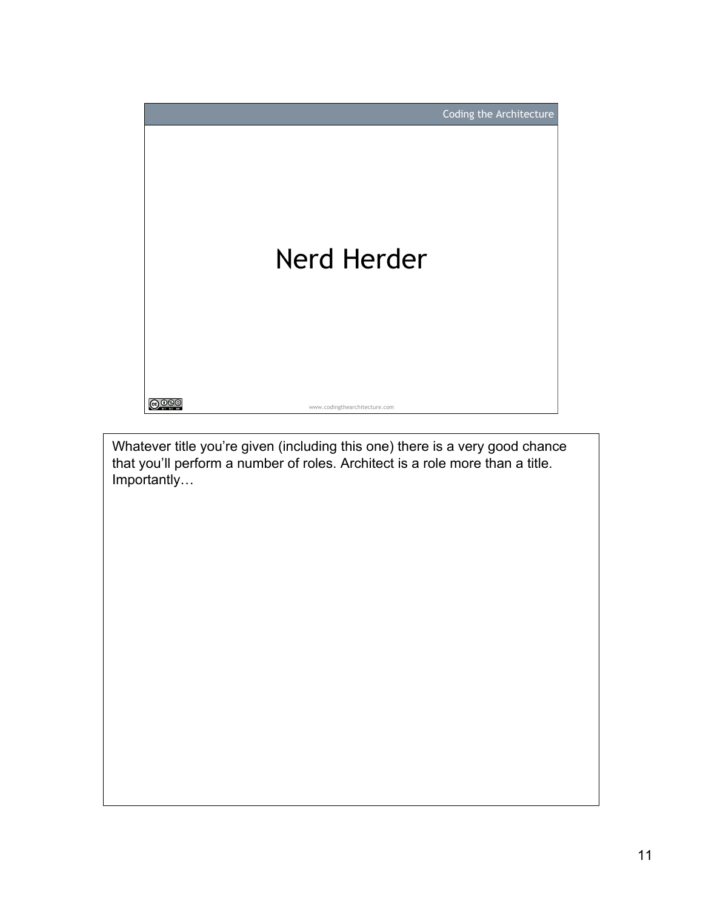# Nerd Herder

Whatever title you're given (including this one) there is a very good chance that you'll perform a number of roles. Architect is a role more than a title. Importantly…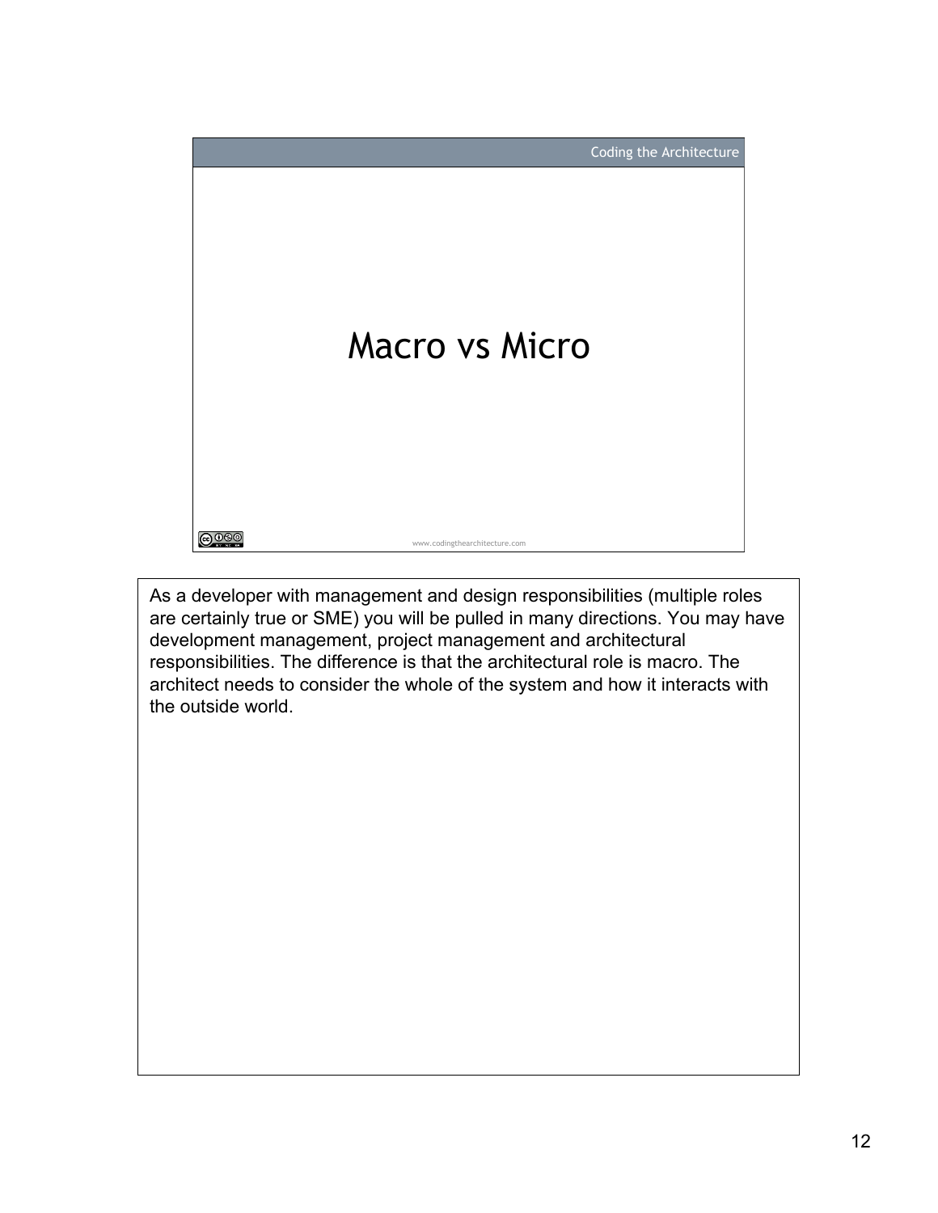# Macro vs Micro

As a developer with management and design responsibilities (multiple roles are certainly true or SME) you will be pulled in many directions. You may have development management, project management and architectural responsibilities. The difference is that the architectural role is macro. The architect needs to consider the whole of the system and how it interacts with the outside world.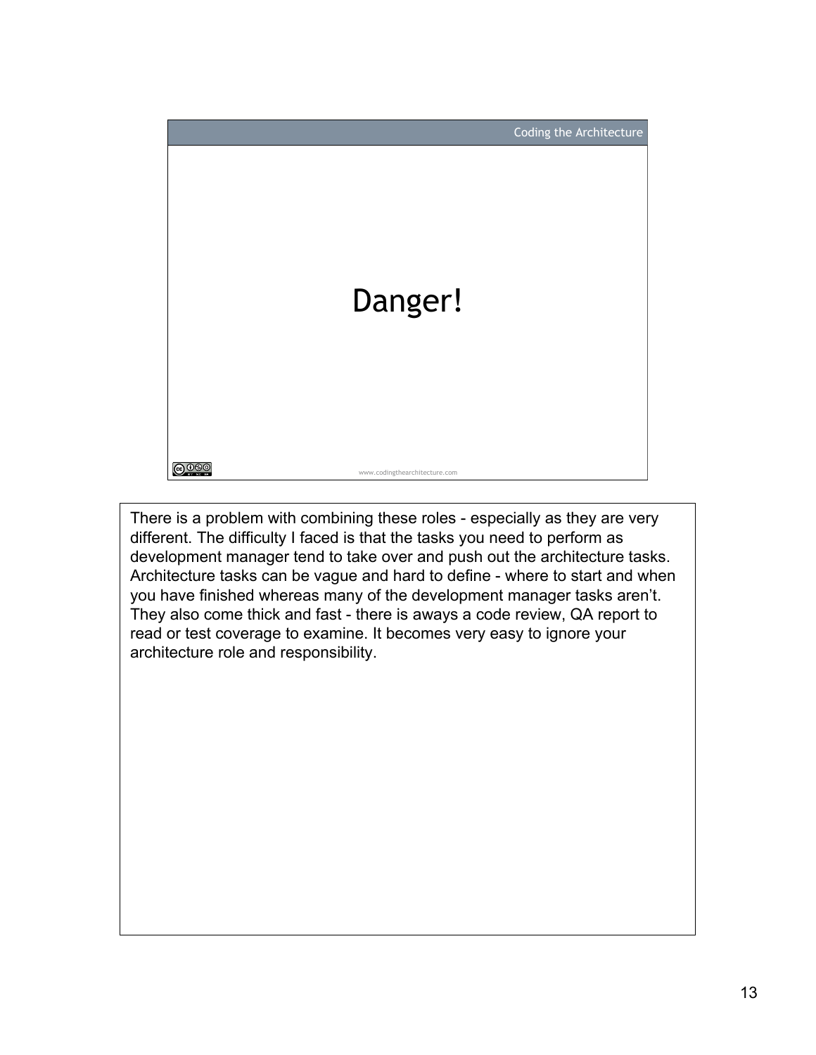# Danger!

There is a problem with combining these roles - especially as they are very different. The difficulty I faced is that the tasks you need to perform as development manager tend to take over and push out the architecture tasks. Architecture tasks can be vague and hard to define - where to start and when you have finished whereas many of the development manager tasks aren't. They also come thick and fast - there is aways a code review, QA report to read or test coverage to examine. It becomes very easy to ignore your architecture role and responsibility.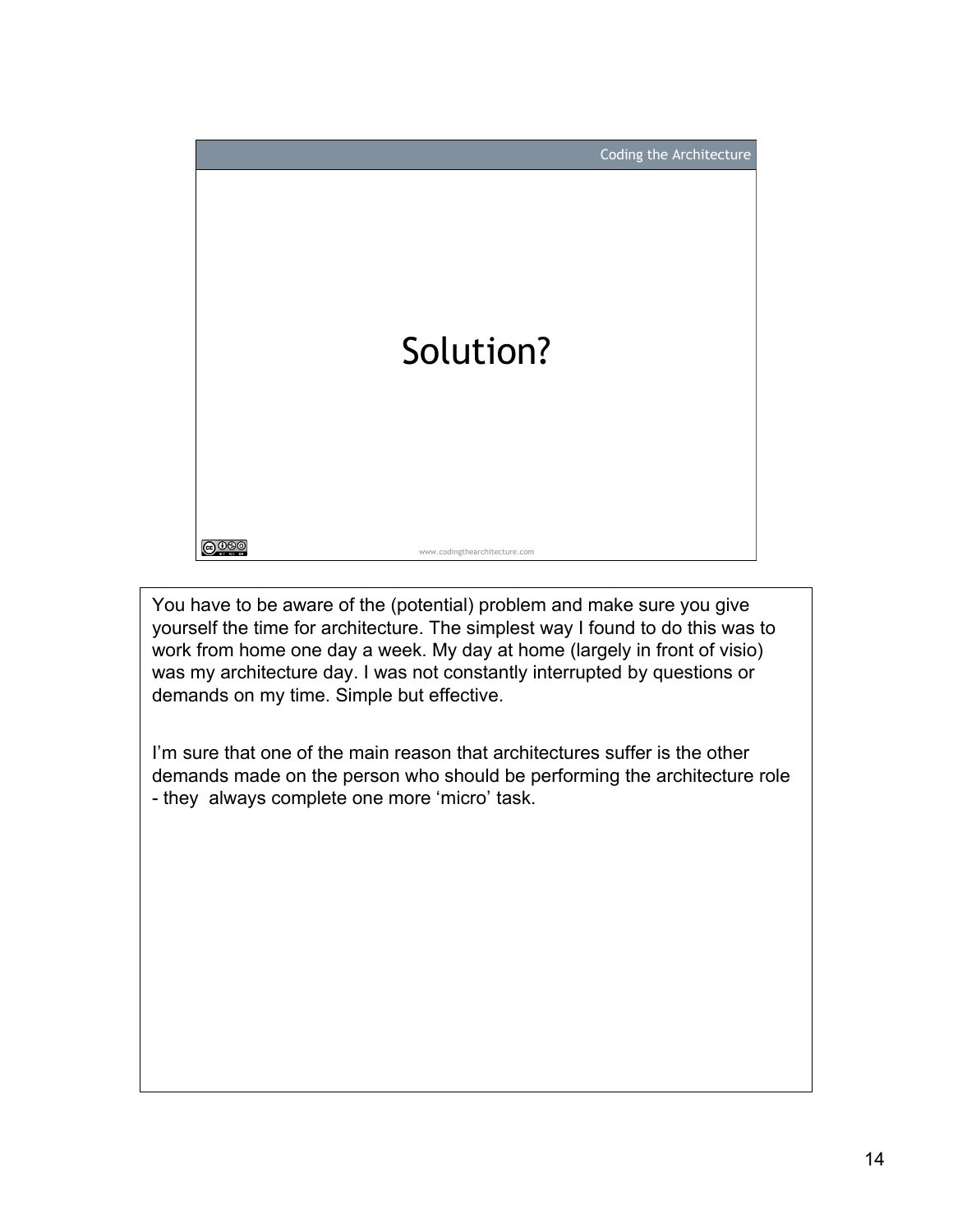# Solution?

You have to be aware of the (potential) problem and make sure you give yourself the time for architecture. The simplest way I found to do this was to work from home one day a week. My day at home (largely in front of visio) was my architecture day. I was not constantly interrupted by questions or demands on my time. Simple but effective.

I'm sure that one of the main reason that architectures suffer is the other demands made on the person who should be performing the architecture role - they always complete one more 'micro' task.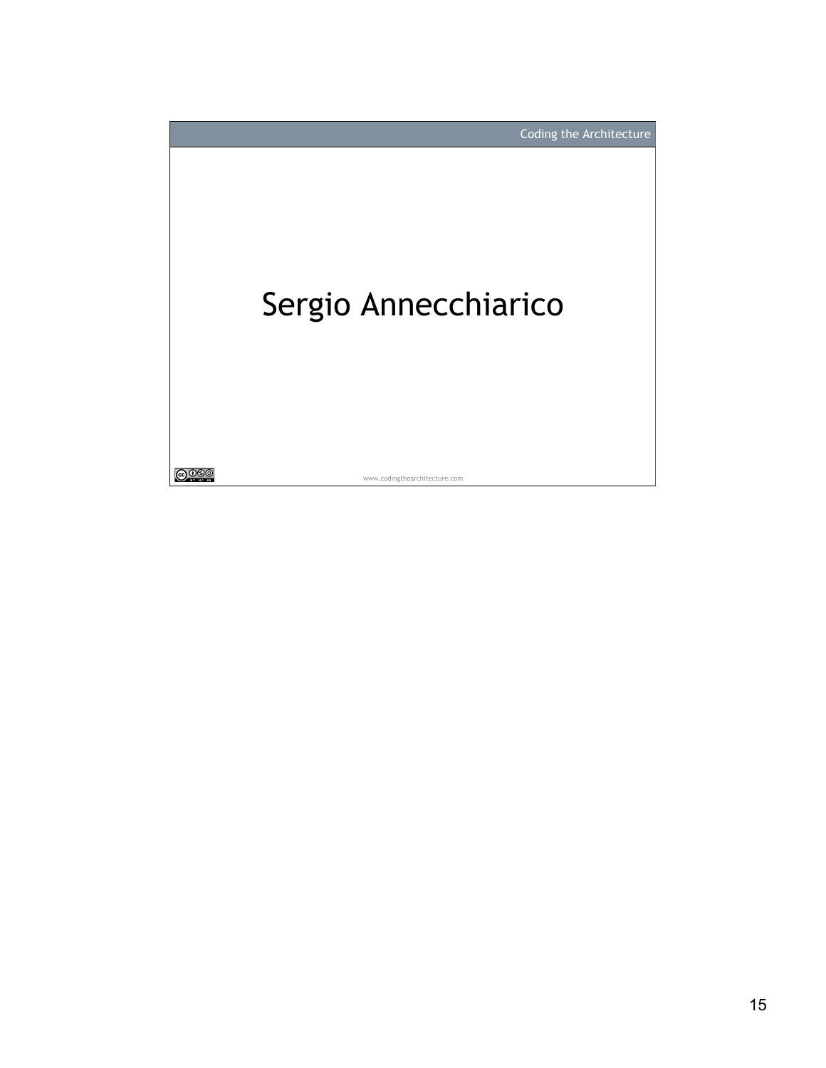# Sergio Annecchiarico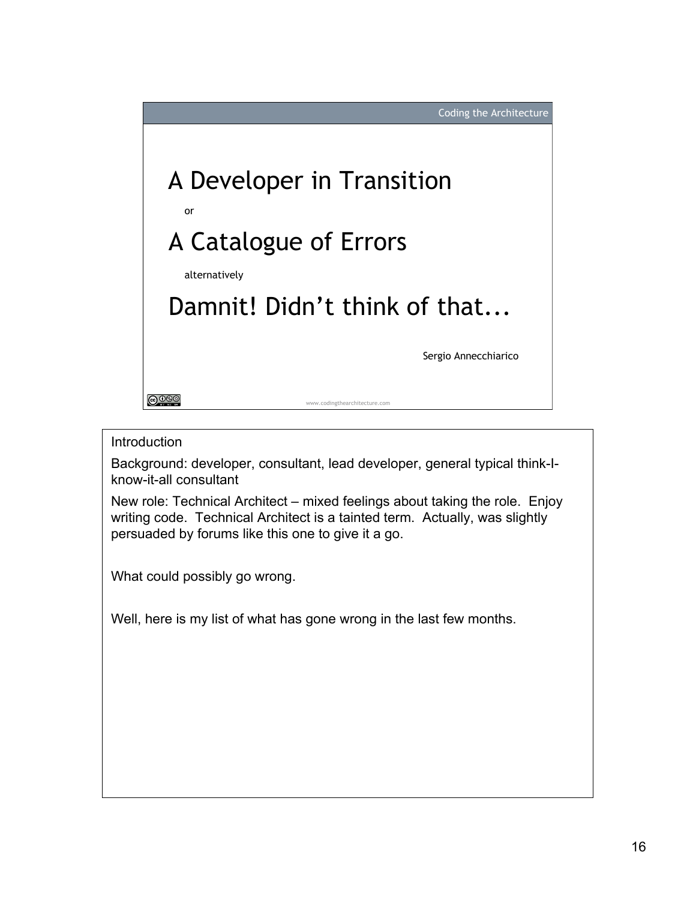Coding the Architecture

# A Developer in Transition

or

# A Catalogue of Errors

alternatively

# Damnit! Didn't think of that...

Sergio Annecchiarico

www.codingthearchitecture.com

---

Introduction

Background: developer, consultant, lead developer, general typical think-I-know-it-all consultant

New role: Technical Architect – mixed feelings about taking the role. Enjoy writing code. Technical Architect is a tainted term. Actually, was slightly persuaded by forums like this one to give it a go.

What could possibly go wrong.

Well, here is my list of what has gone wrong in the last few months.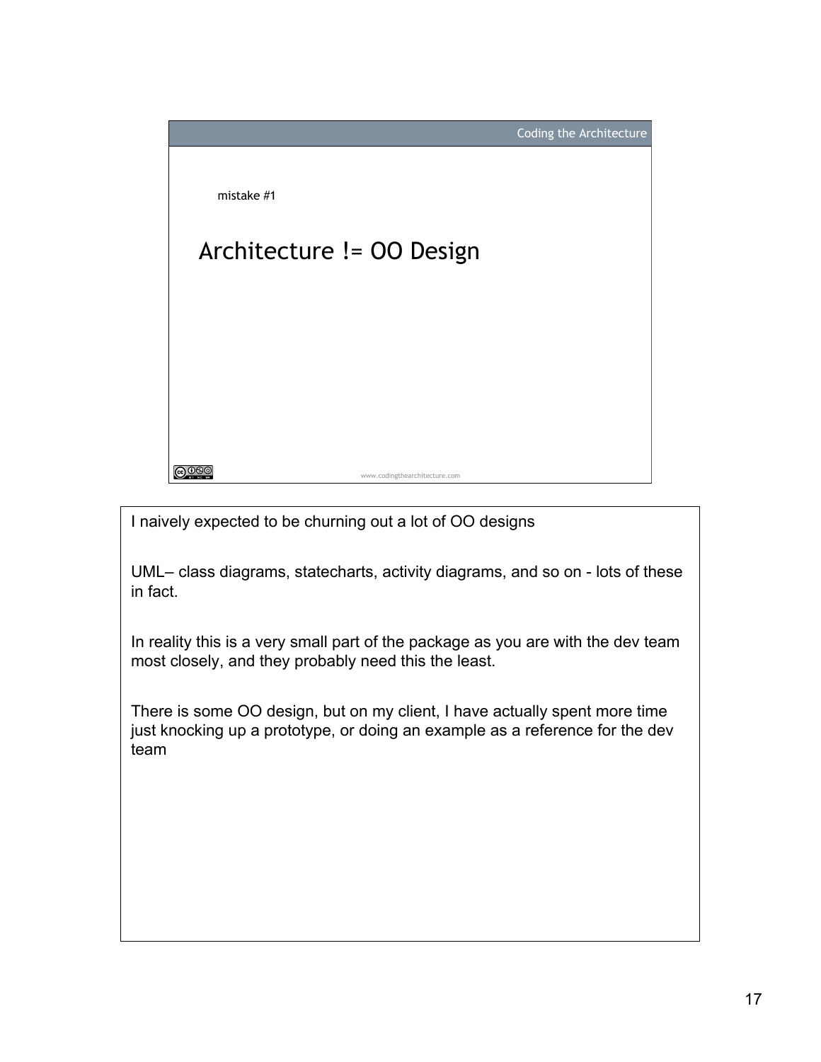mistake #1

## Architecture != OO Design

I naively expected to be churning out a lot of OO designs

UML– class diagrams, statecharts, activity diagrams, and so on - lots of these in fact.

In reality this is a very small part of the package as you are with the dev team most closely, and they probably need this the least.

There is some OO design, but on my client, I have actually spent more time just knocking up a prototype, or doing an example as a reference for the dev team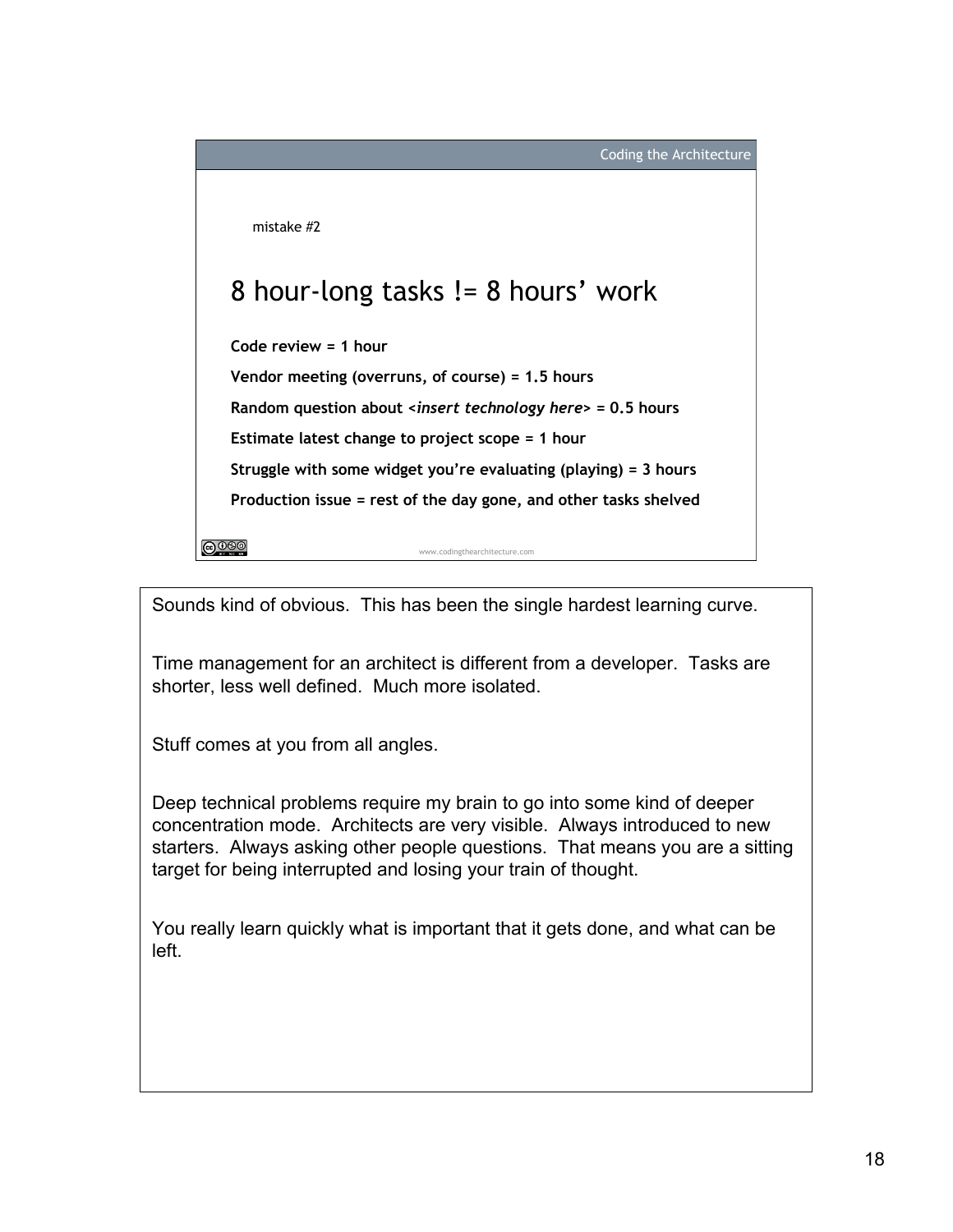mistake #2

## 8 hour-long tasks != 8 hours' work

**Code review = 1 hour**

**Vendor meeting (overruns, of course) = 1.5 hours**

**Random question about <*insert technology here*> = 0.5 hours**

**Estimate latest change to project scope = 1 hour**

**Struggle with some widget you're evaluating (playing) = 3 hours**

**Production issue = rest of the day gone, and other tasks shelved**

www.codingthearchitecture.com

Sounds kind of obvious. This has been the single hardest learning curve.

Time management for an architect is different from a developer. Tasks are shorter, less well defined. Much more isolated.

Stuff comes at you from all angles.

Deep technical problems require my brain to go into some kind of deeper concentration mode. Architects are very visible. Always introduced to new starters. Always asking other people questions. That means you are a sitting target for being interrupted and losing your train of thought.

You really learn quickly what is important that it gets done, and what can be left.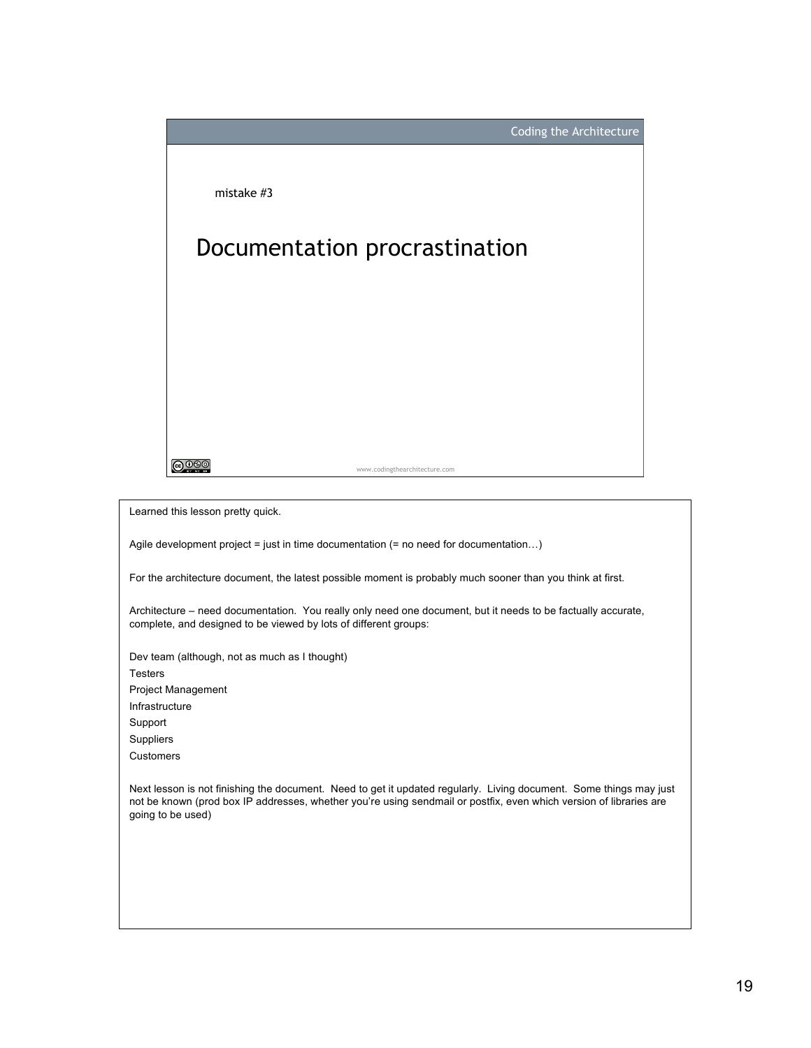mistake #3

# Documentation procrastination

www.codingthearchitecture.com

Learned this lesson pretty quick.

Agile development project = just in time documentation (= no need for documentation…)

For the architecture document, the latest possible moment is probably much sooner than you think at first.

Architecture – need documentation. You really only need one document, but it needs to be factually accurate, complete, and designed to be viewed by lots of different groups:

Dev team (although, not as much as I thought)
Testers
Project Management
Infrastructure
Support
Suppliers
Customers

Next lesson is not finishing the document. Need to get it updated regularly. Living document. Some things may just not be known (prod box IP addresses, whether you're using sendmail or postfix, even which version of libraries are going to be used)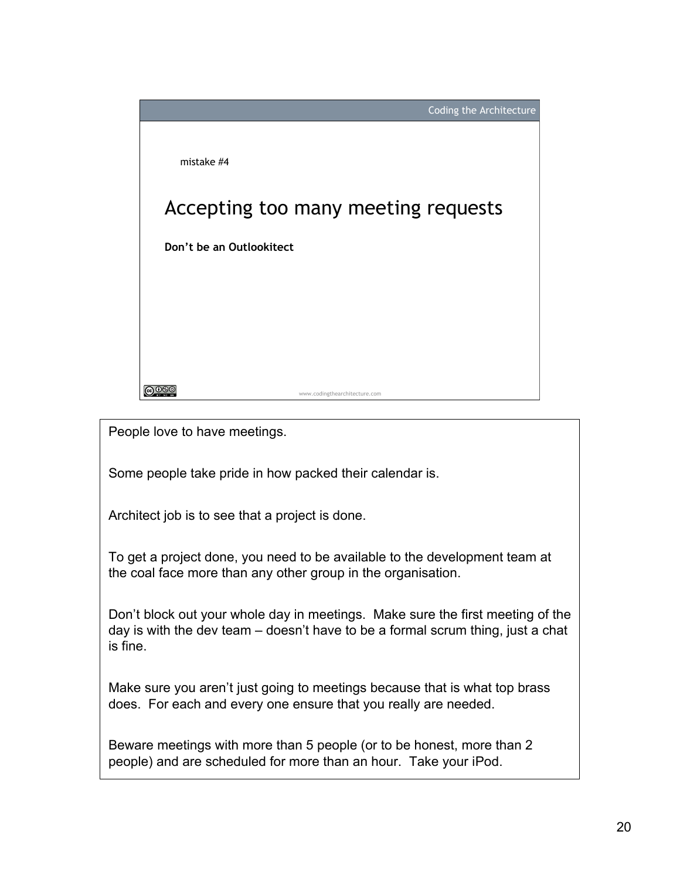mistake #4

# Accepting too many meeting requests

**Don't be an Outlookitect**

www.codingthearchitecture.com

People love to have meetings.

Some people take pride in how packed their calendar is.

Architect job is to see that a project is done.

To get a project done, you need to be available to the development team at the coal face more than any other group in the organisation.

Don't block out your whole day in meetings. Make sure the first meeting of the day is with the dev team – doesn't have to be a formal scrum thing, just a chat is fine.

Make sure you aren't just going to meetings because that is what top brass does. For each and every one ensure that you really are needed.

Beware meetings with more than 5 people (or to be honest, more than 2 people) and are scheduled for more than an hour. Take your iPod.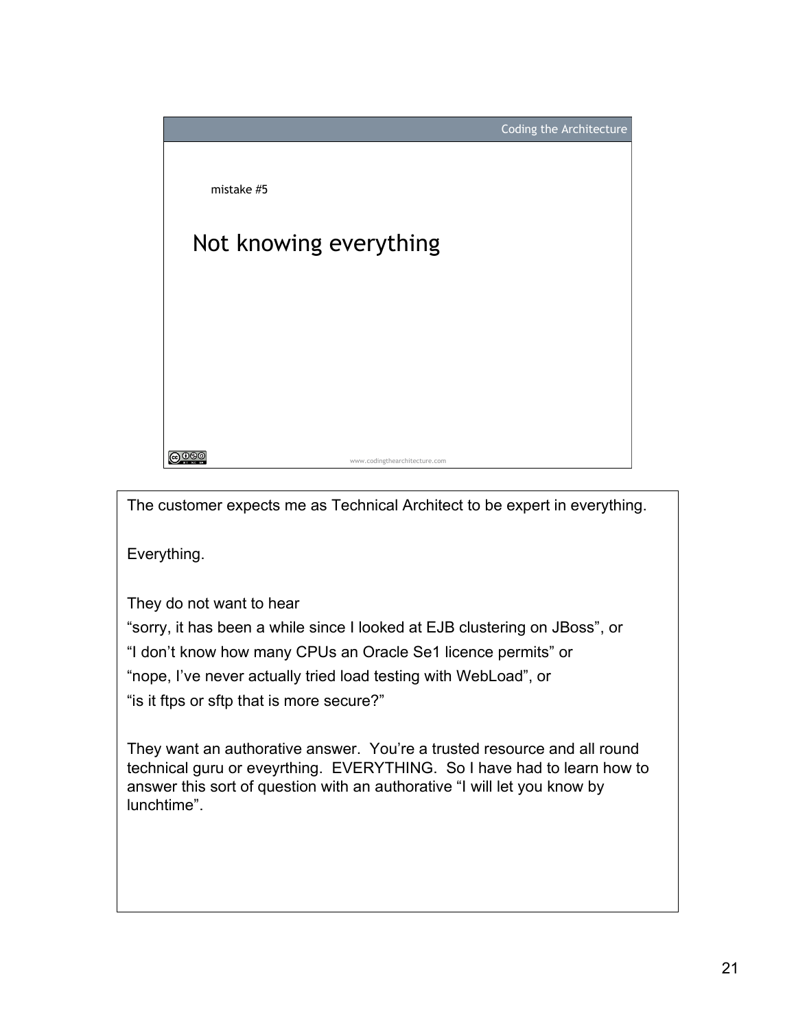mistake #5

## Not knowing everything

The customer expects me as Technical Architect to be expert in everything.

Everything.

They do not want to hear
"sorry, it has been a while since I looked at EJB clustering on JBoss", or
"I don't know how many CPUs an Oracle Se1 licence permits" or
"nope, I've never actually tried load testing with WebLoad", or
"is it ftps or sftp that is more secure?"

They want an authorative answer. You're a trusted resource and all round technical guru or eveyrthing. EVERYTHING. So I have had to learn how to answer this sort of question with an authorative "I will let you know by lunchtime".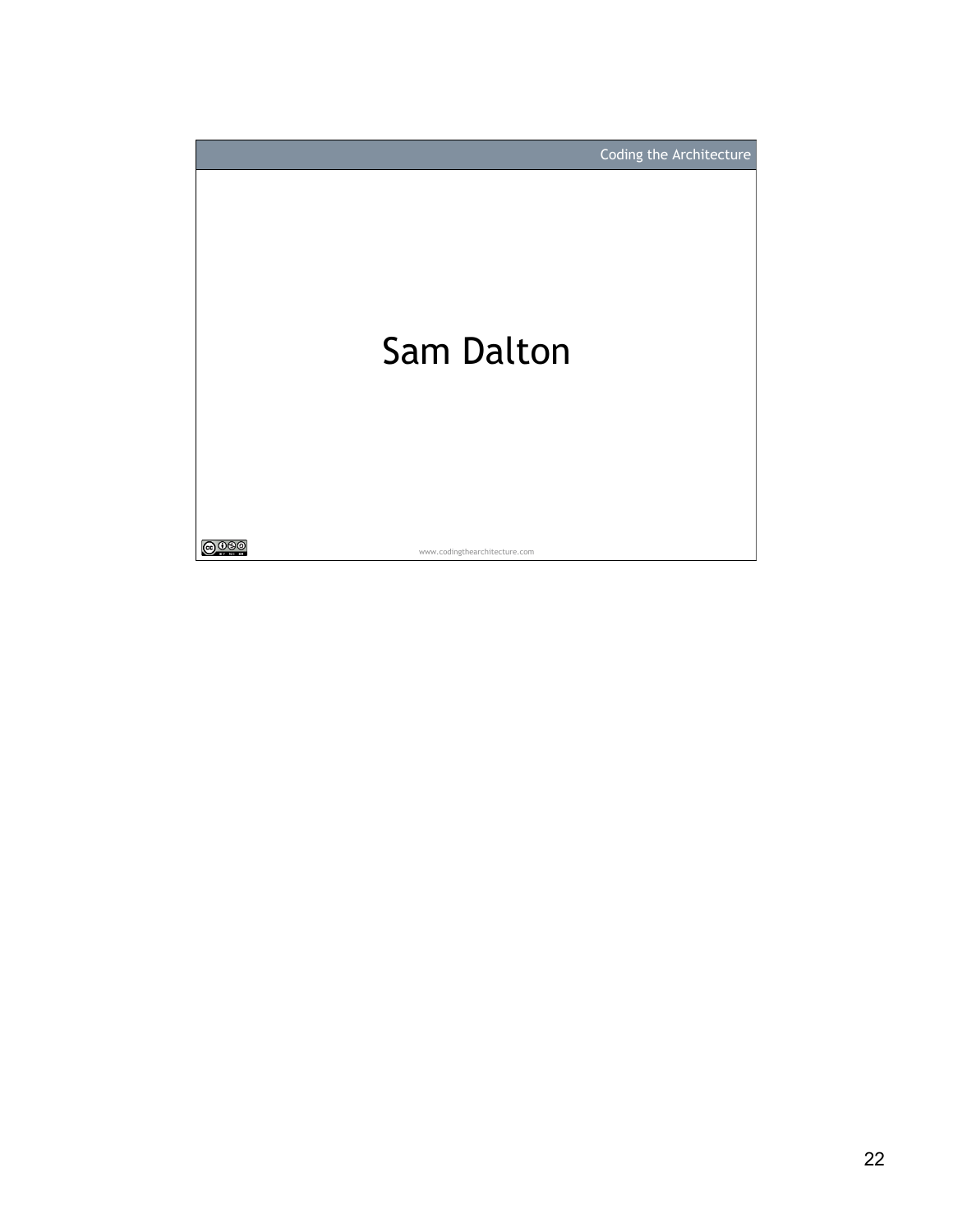# Sam Dalton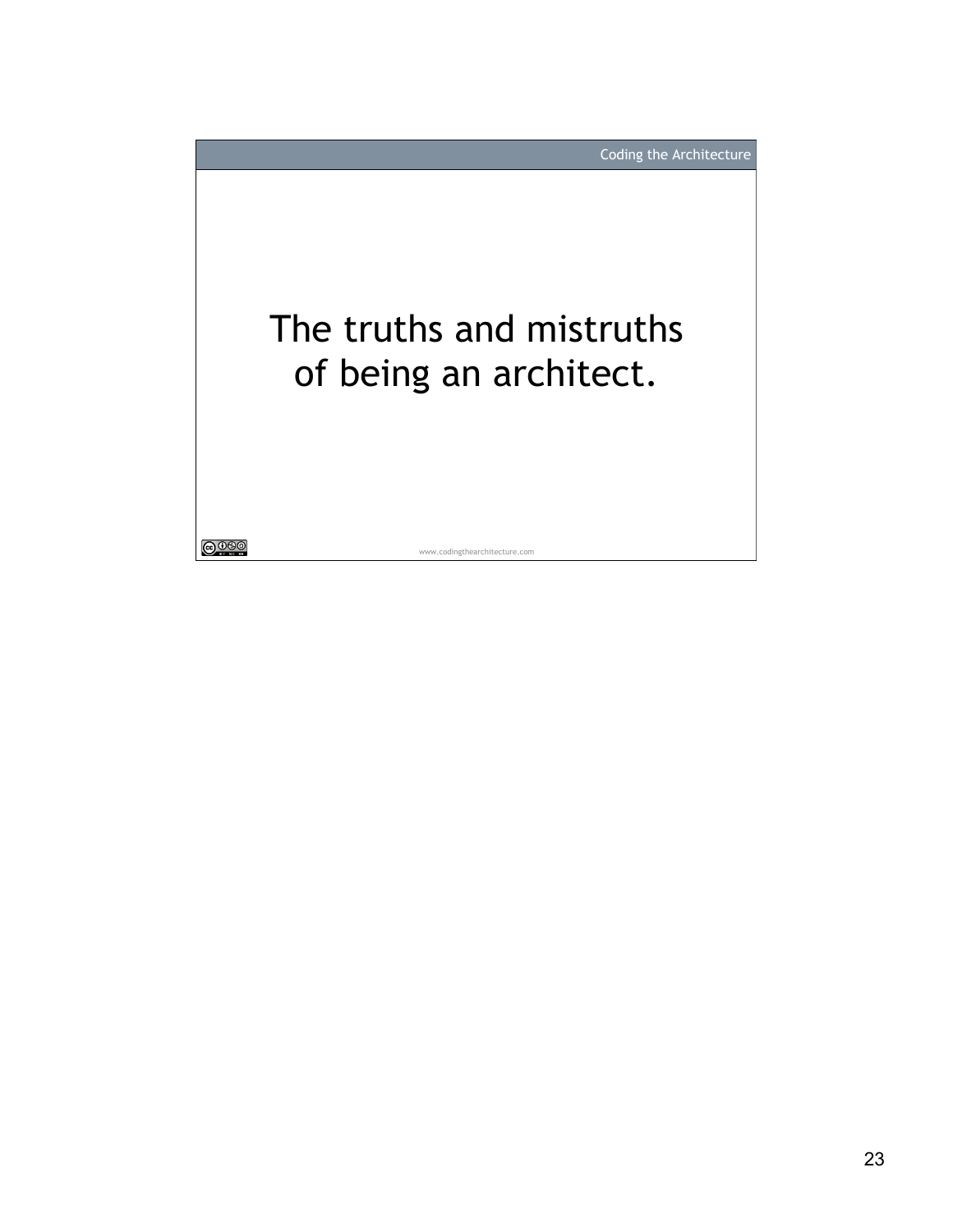# The truths and mistruths of being an architect.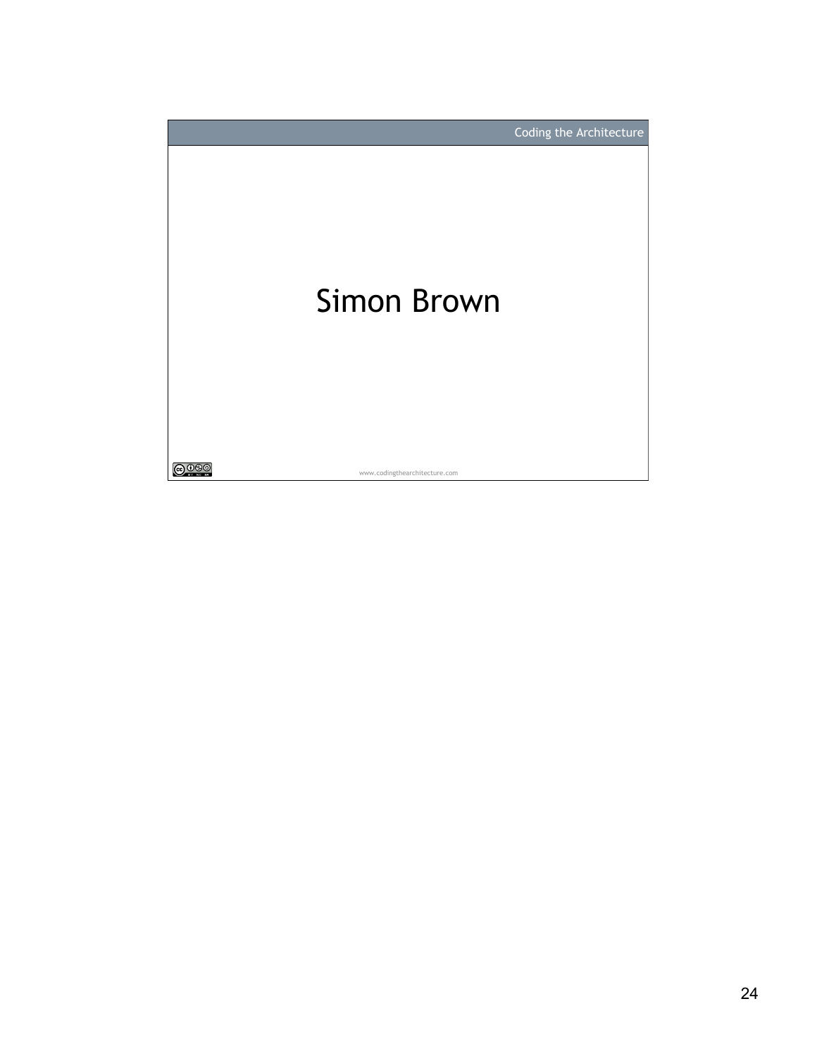Coding the Architecture

# Simon Brown

www.codingthearchitecture.com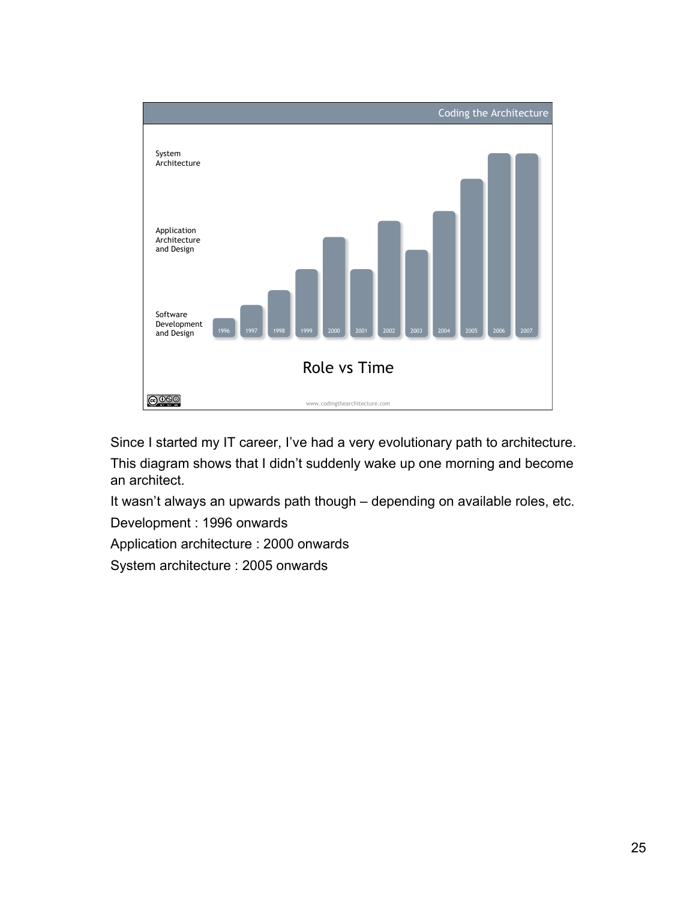Coding the Architecture

System Architecture

Application Architecture and Design

Software Development and Design

1996 1997 1998 1999 2000 2001 2002 2003 2004 2005 2006 2007

Role vs Time

www.codingthearchitecture.com

Since I started my IT career, I've had a very evolutionary path to architecture.

This diagram shows that I didn't suddenly wake up one morning and become an architect.

It wasn't always an upwards path though – depending on available roles, etc.

Development : 1996 onwards

Application architecture : 2000 onwards

System architecture : 2005 onwards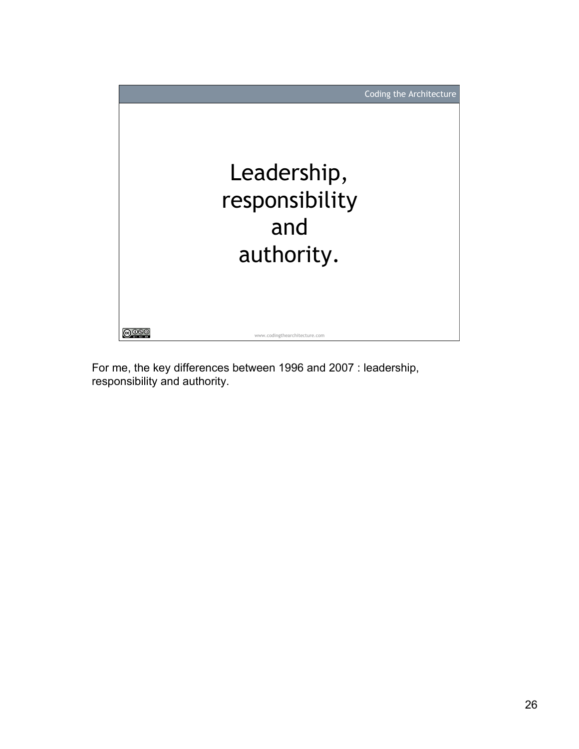Coding the Architecture

# Leadership, responsibility and authority.

www.codingthearchitecture.com

For me, the key differences between 1996 and 2007 : leadership, responsibility and authority.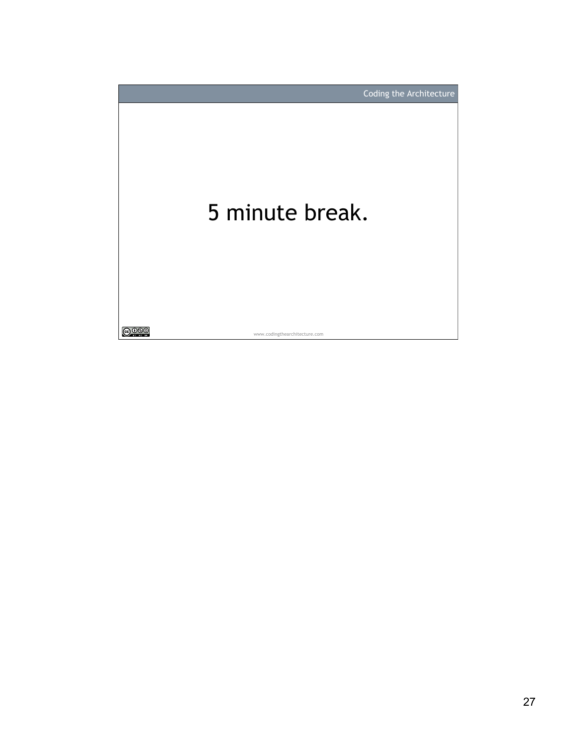5 minute break.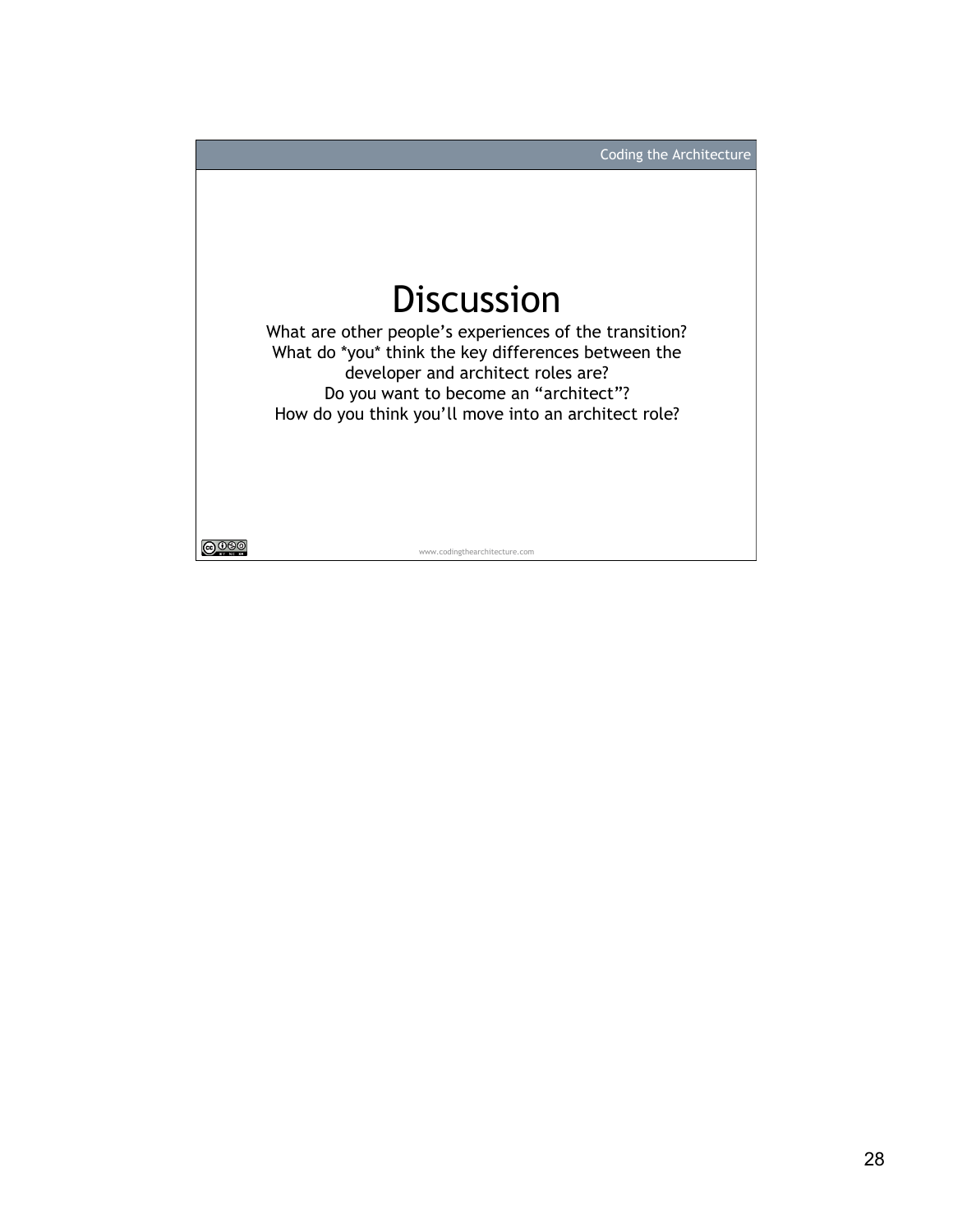# Discussion

What are other people's experiences of the transition?
What do *you* think the key differences between the developer and architect roles are?
Do you want to become an "architect"?
How do you think you'll move into an architect role?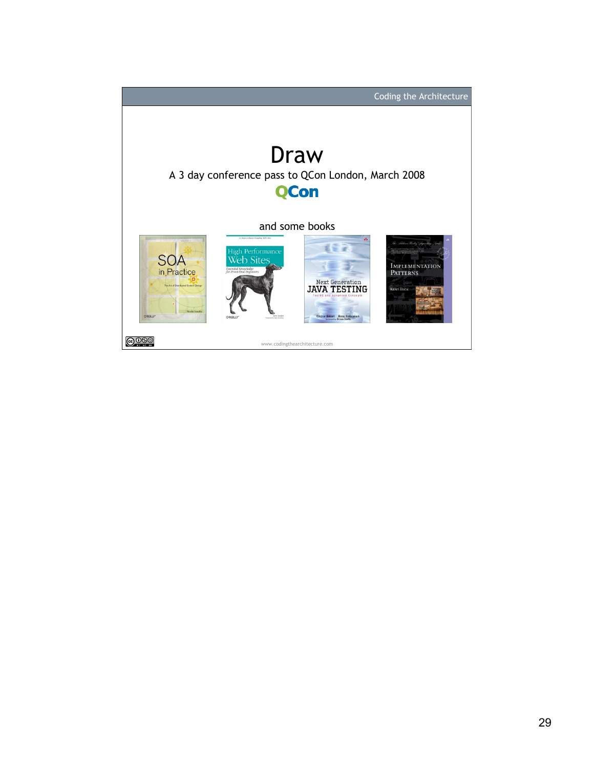# Draw

A 3 day conference pass to QCon London, March 2008

QCon

and some books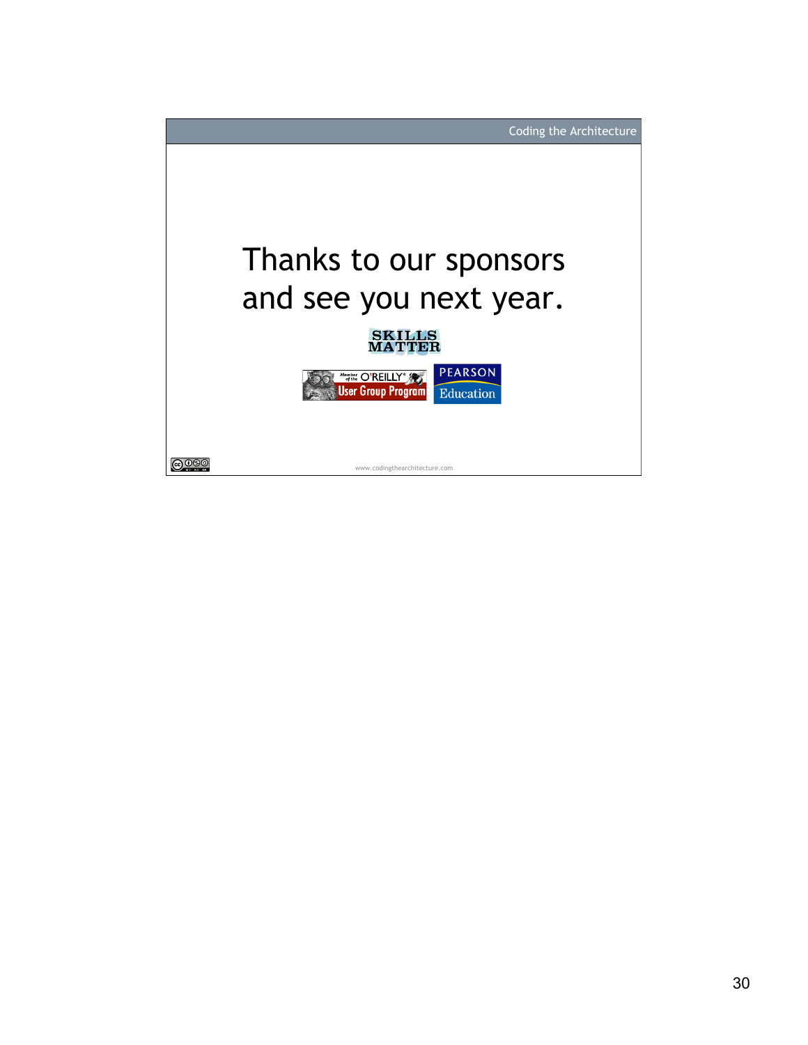Thanks to our sponsors and see you next year.

SKILLS MATTER

Member of the O'REILLY User Group Program

PEARSON Education

www.codingthearchitecture.com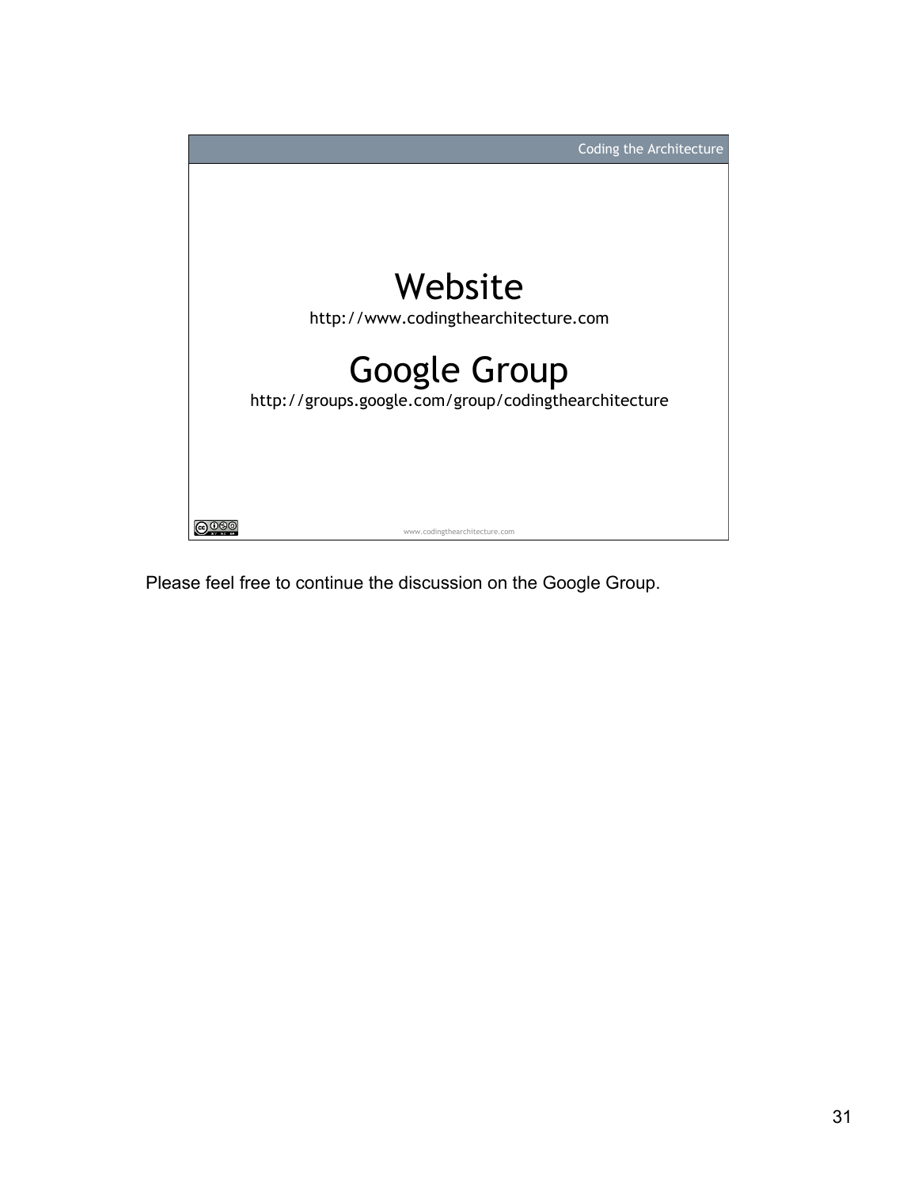Coding the Architecture

# Website

http://www.codingthearchitecture.com

# Google Group

http://groups.google.com/group/codingthearchitecture

www.codingthearchitecture.com

Please feel free to continue the discussion on the Google Group.